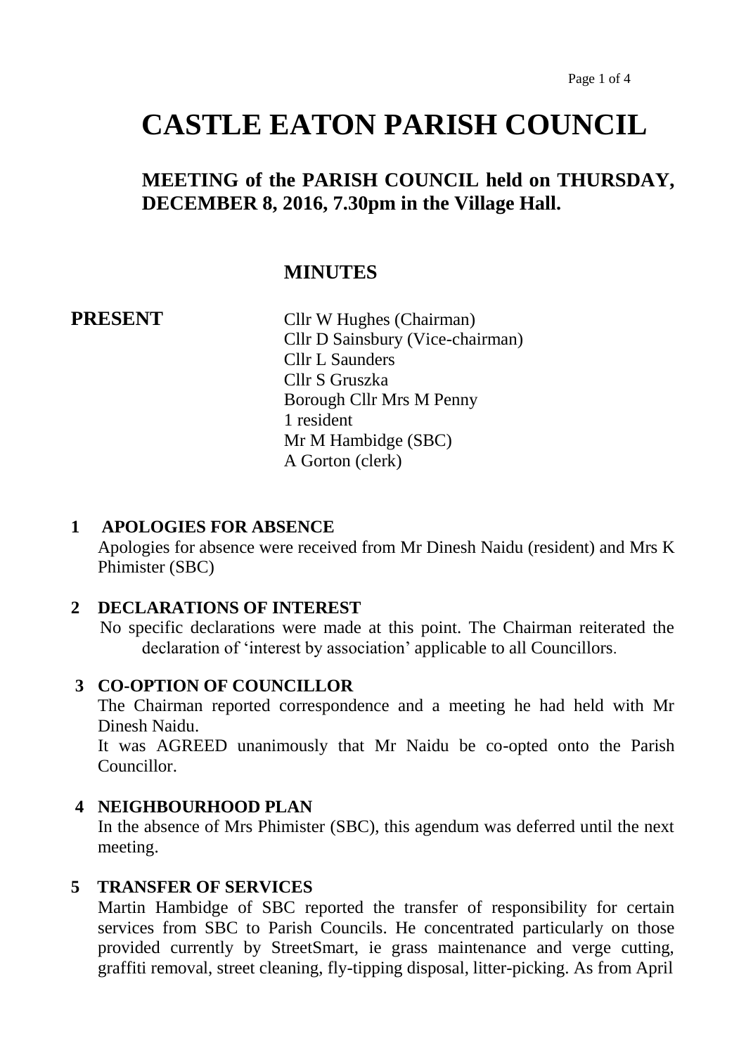# CASTLE EATON PARISH COUNCIL

## MEETING of the PARISH COUNCIL held on THURSDAY, DECEMBER 8, 2016, 7.30pm in the Village Hall.

### MINUTES

**PRESENT**

Cllr W Hughes (Chairman)
Cllr D Sainsbury (Vice-chairman)
Cllr L Saunders
Cllr S Gruszka
Borough Cllr Mrs M Penny
1 resident
Mr M Hambidge (SBC)
A Gorton (clerk)

**1 APOLOGIES FOR ABSENCE**

Apologies for absence were received from Mr Dinesh Naidu (resident) and Mrs K Phimister (SBC)

**2 DECLARATIONS OF INTEREST**

No specific declarations were made at this point. The Chairman reiterated the declaration of 'interest by association' applicable to all Councillors.

**3 CO-OPTION OF COUNCILLOR**

The Chairman reported correspondence and a meeting he had held with Mr Dinesh Naidu.

It was AGREED unanimously that Mr Naidu be co-opted onto the Parish Councillor.

**4 NEIGHBOURHOOD PLAN**

In the absence of Mrs Phimister (SBC), this agendum was deferred until the next meeting.

**5 TRANSFER OF SERVICES**

Martin Hambidge of SBC reported the transfer of responsibility for certain services from SBC to Parish Councils. He concentrated particularly on those provided currently by StreetSmart, ie grass maintenance and verge cutting, graffiti removal, street cleaning, fly-tipping disposal, litter-picking. As from April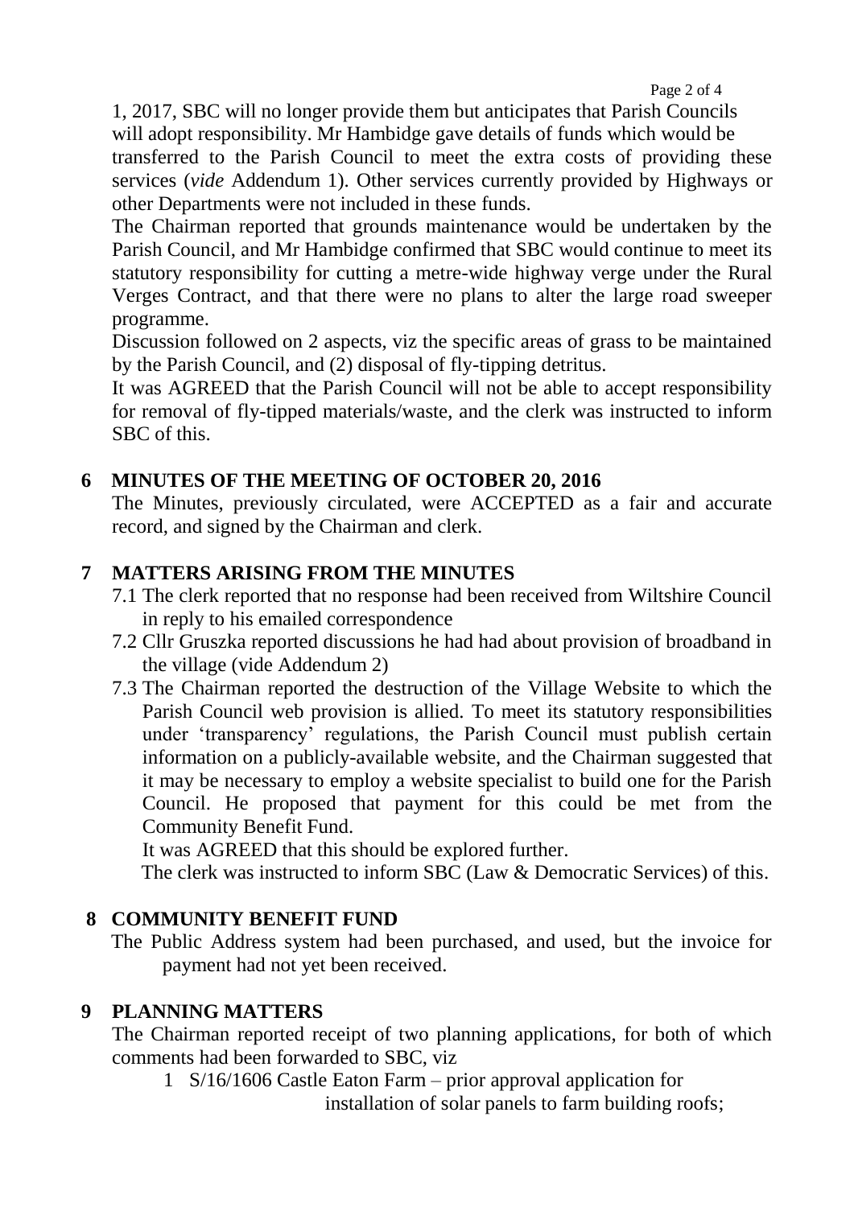1, 2017, SBC will no longer provide them but anticipates that Parish Councils will adopt responsibility. Mr Hambidge gave details of funds which would be transferred to the Parish Council to meet the extra costs of providing these services (*vide* Addendum 1). Other services currently provided by Highways or other Departments were not included in these funds.

The Chairman reported that grounds maintenance would be undertaken by the Parish Council, and Mr Hambidge confirmed that SBC would continue to meet its statutory responsibility for cutting a metre-wide highway verge under the Rural Verges Contract, and that there were no plans to alter the large road sweeper programme.

Discussion followed on 2 aspects, viz the specific areas of grass to be maintained by the Parish Council, and (2) disposal of fly-tipping detritus.

It was AGREED that the Parish Council will not be able to accept responsibility for removal of fly-tipped materials/waste, and the clerk was instructed to inform SBC of this.

## 6 MINUTES OF THE MEETING OF OCTOBER 20, 2016

The Minutes, previously circulated, were ACCEPTED as a fair and accurate record, and signed by the Chairman and clerk.

## 7 MATTERS ARISING FROM THE MINUTES

7.1 The clerk reported that no response had been received from Wiltshire Council in reply to his emailed correspondence

7.2 Cllr Gruszka reported discussions he had had about provision of broadband in the village (vide Addendum 2)

7.3 The Chairman reported the destruction of the Village Website to which the Parish Council web provision is allied. To meet its statutory responsibilities under 'transparency' regulations, the Parish Council must publish certain information on a publicly-available website, and the Chairman suggested that it may be necessary to employ a website specialist to build one for the Parish Council. He proposed that payment for this could be met from the Community Benefit Fund.

It was AGREED that this should be explored further.

The clerk was instructed to inform SBC (Law & Democratic Services) of this.

## 8 COMMUNITY BENEFIT FUND

The Public Address system had been purchased, and used, but the invoice for payment had not yet been received.

## 9 PLANNING MATTERS

The Chairman reported receipt of two planning applications, for both of which comments had been forwarded to SBC, viz

1 S/16/1606 Castle Eaton Farm – prior approval application for installation of solar panels to farm building roofs;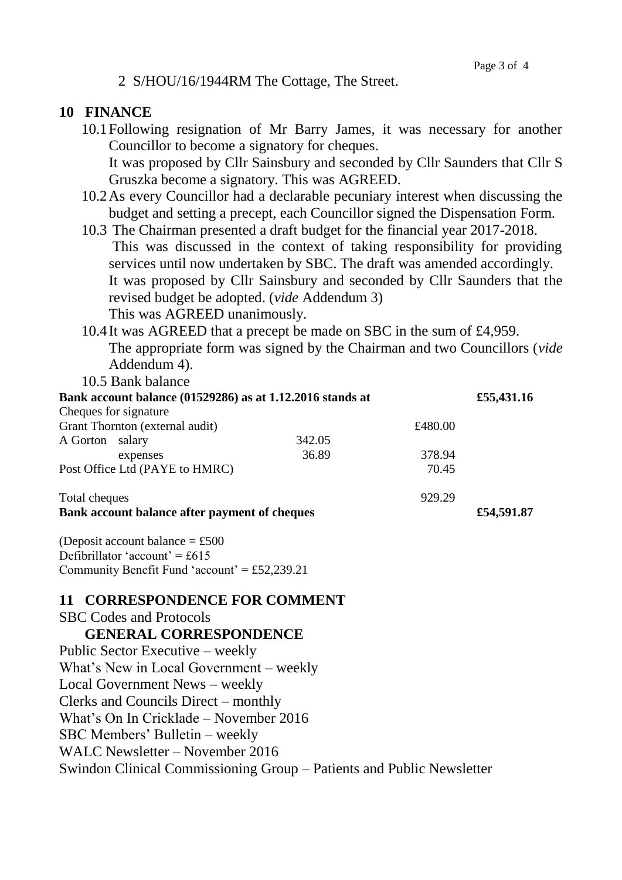2 S/HOU/16/1944RM The Cottage, The Street.

## 10 FINANCE

10.1 Following resignation of Mr Barry James, it was necessary for another Councillor to become a signatory for cheques.
It was proposed by Cllr Sainsbury and seconded by Cllr Saunders that Cllr S Gruszka become a signatory. This was AGREED.

10.2 As every Councillor had a declarable pecuniary interest when discussing the budget and setting a precept, each Councillor signed the Dispensation Form.

10.3 The Chairman presented a draft budget for the financial year 2017-2018.
This was discussed in the context of taking responsibility for providing services until now undertaken by SBC. The draft was amended accordingly.
It was proposed by Cllr Sainsbury and seconded by Cllr Saunders that the revised budget be adopted. (*vide* Addendum 3)
This was AGREED unanimously.

10.4 It was AGREED that a precept be made on SBC in the sum of £4,959.
The appropriate form was signed by the Chairman and two Councillors (*vide* Addendum 4).

10.5 Bank balance

| | | | |
|---|---|---|---|
| **Bank account balance (01529286) as at 1.12.2016 stands at** | | | **£55,431.16** |
| Cheques for signature | | | |
| Grant Thornton (external audit) | | £480.00 | |
| A Gorton salary | 342.05 | | |
| expenses | 36.89 | 378.94 | |
| Post Office Ltd (PAYE to HMRC) | | 70.45 | |
| Total cheques | | 929.29 | |
| **Bank account balance after payment of cheques** | | | **£54,591.87** |

(Deposit account balance = £500
Defibrillator 'account' = £615
Community Benefit Fund 'account' = £52,239.21

## 11 CORRESPONDENCE FOR COMMENT

SBC Codes and Protocols

### GENERAL CORRESPONDENCE

Public Sector Executive – weekly
What's New in Local Government – weekly
Local Government News – weekly
Clerks and Councils Direct – monthly
What's On In Cricklade – November 2016
SBC Members' Bulletin – weekly
WALC Newsletter – November 2016
Swindon Clinical Commissioning Group – Patients and Public Newsletter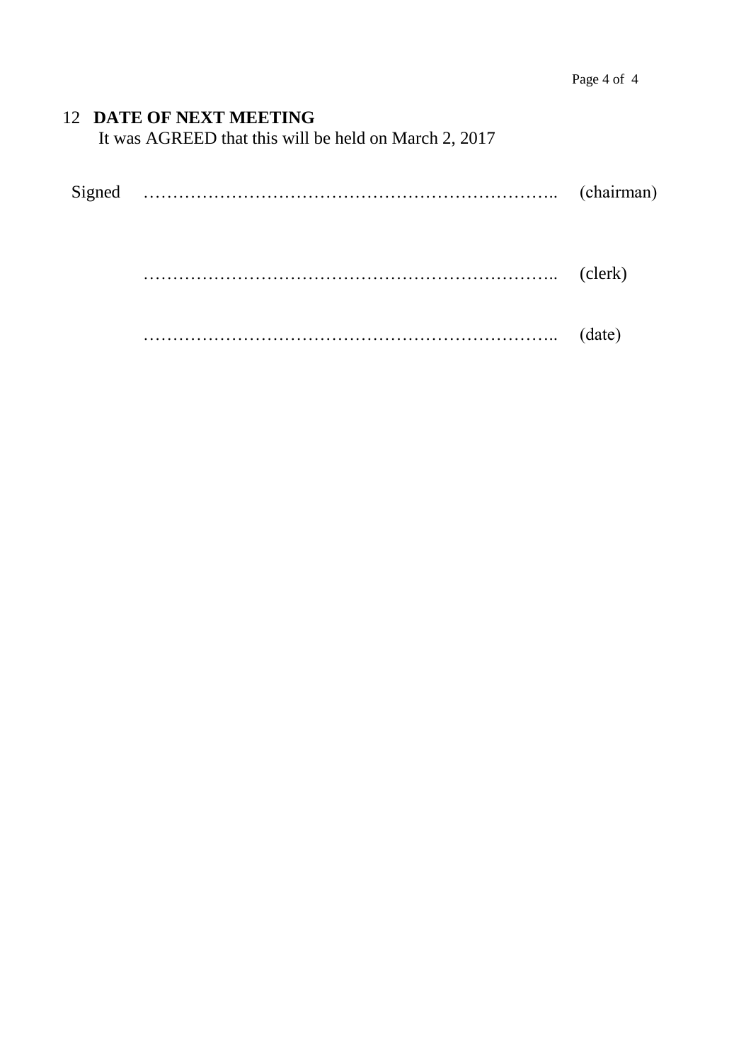## 12 DATE OF NEXT MEETING

It was AGREED that this will be held on March 2, 2017

Signed ……………………………………………………………….. (chairman)

……………………………………………………………….. (clerk)

……………………………………………………………….. (date)